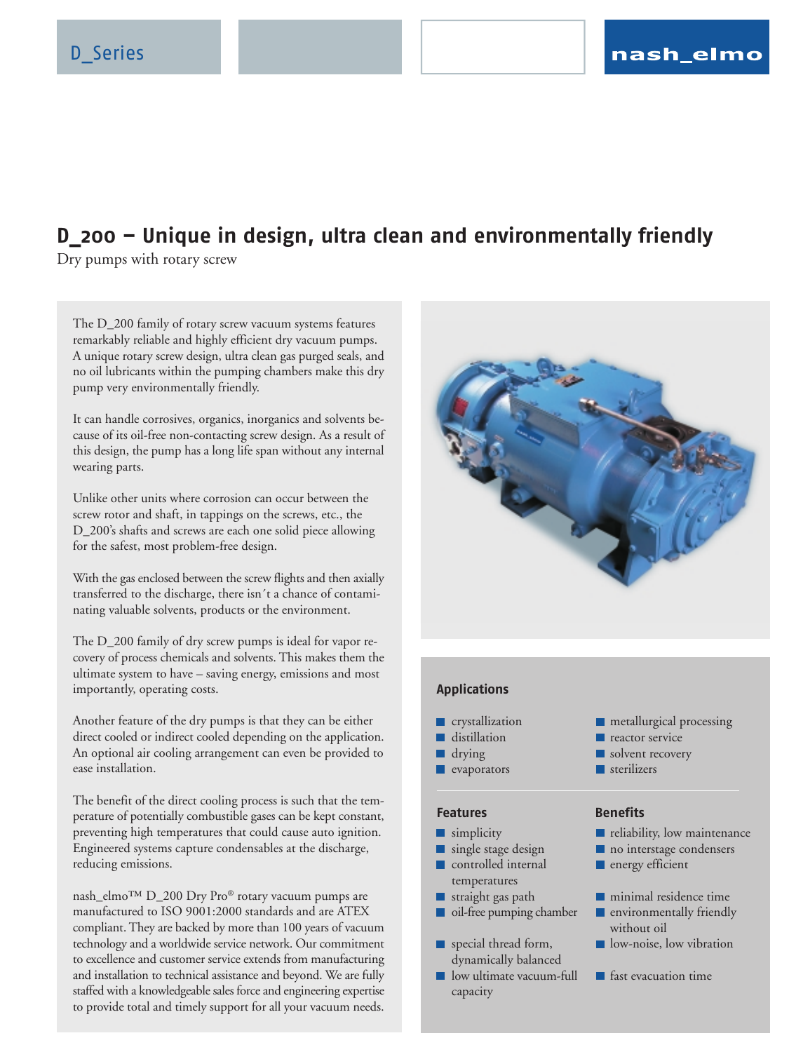D_Series

nash_elmo

# D_200 – Unique in design, ultra clean and environmentally friendly

Dry pumps with rotary screw

The D_200 family of rotary screw vacuum systems features remarkably reliable and highly efficient dry vacuum pumps. A unique rotary screw design, ultra clean gas purged seals, and no oil lubricants within the pumping chambers make this dry pump very environmentally friendly.

It can handle corrosives, organics, inorganics and solvents because of its oil-free non-contacting screw design. As a result of this design, the pump has a long life span without any internal wearing parts.

Unlike other units where corrosion can occur between the screw rotor and shaft, in tappings on the screws, etc., the D_200's shafts and screws are each one solid piece allowing for the safest, most problem-free design.

With the gas enclosed between the screw flights and then axially transferred to the discharge, there isn´t a chance of contaminating valuable solvents, products or the environment.

The D_200 family of dry screw pumps is ideal for vapor recovery of process chemicals and solvents. This makes them the ultimate system to have – saving energy, emissions and most importantly, operating costs.

Another feature of the dry pumps is that they can be either direct cooled or indirect cooled depending on the application. An optional air cooling arrangement can even be provided to ease installation.

The benefit of the direct cooling process is such that the temperature of potentially combustible gases can be kept constant, preventing high temperatures that could cause auto ignition. Engineered systems capture condensables at the discharge, reducing emissions.

nash_elmo™ D_200 Dry Pro® rotary vacuum pumps are manufactured to ISO 9001:2000 standards and are ATEX compliant. They are backed by more than 100 years of vacuum technology and a worldwide service network. Our commitment to excellence and customer service extends from manufacturing and installation to technical assistance and beyond. We are fully staffed with a knowledgeable sales force and engineering expertise to provide total and timely support for all your vacuum needs.

### Applications

- crystallization
- distillation
- drying
- evaporators
- metallurgical processing
- reactor service
- solvent recovery
- sterilizers

### Features

- simplicity
- single stage design
- controlled internal temperatures
- straight gas path
- oil-free pumping chamber
- special thread form, dynamically balanced
- low ultimate vacuum-full capacity

### Benefits

- reliability, low maintenance
- no interstage condensers
- energy efficient
- minimal residence time
- environmentally friendly without oil
- low-noise, low vibration
- fast evacuation time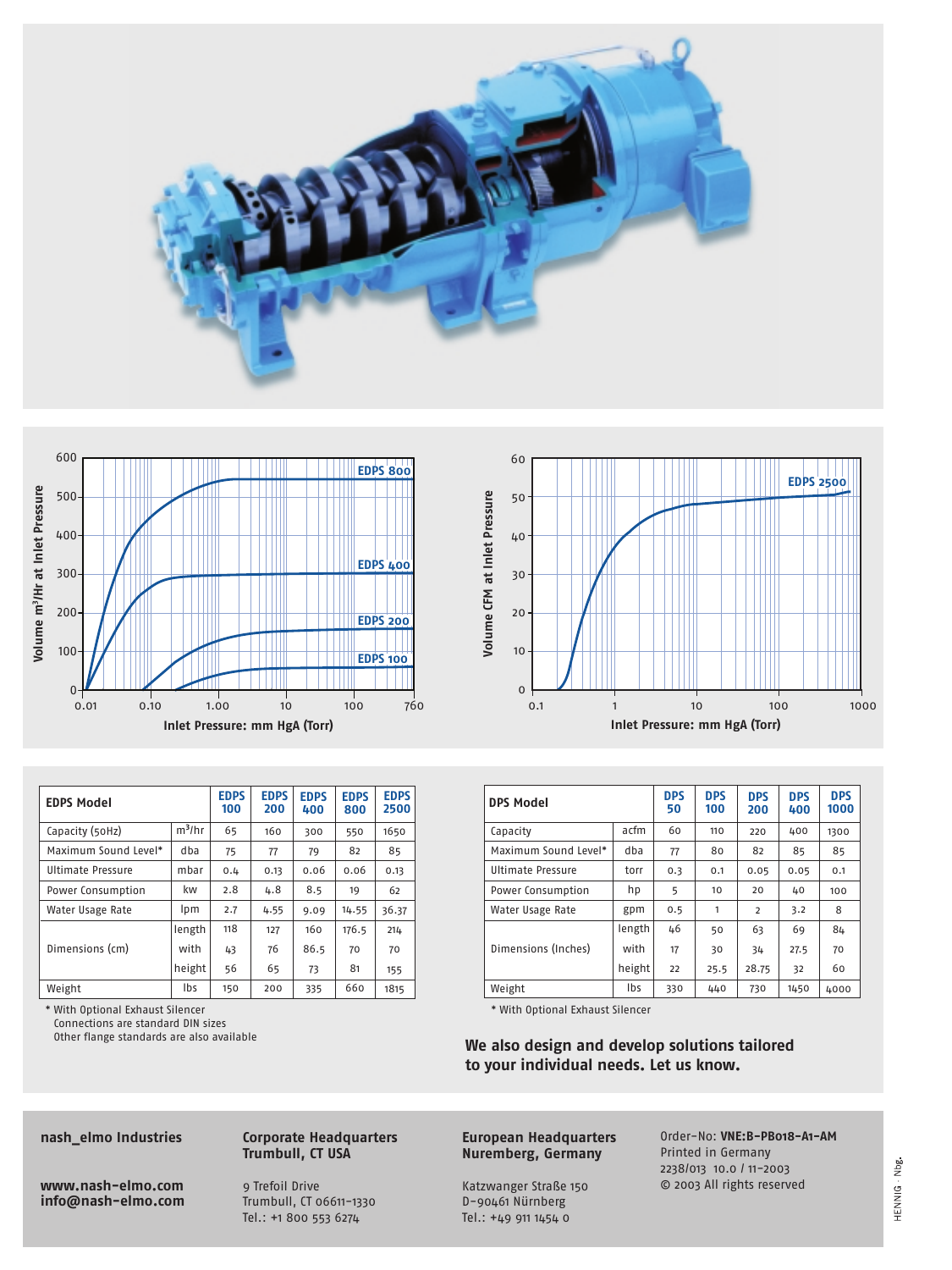600
500
400
300
200
100
0

Volume m³/Hr at Inlet Pressure

0.01 0.10 1.00 10 100 760

Inlet Pressure: mm HgA (Torr)

EDPS 800
EDPS 400
EDPS 200
EDPS 100

60
50
40
30
20
10
0

Volume CFM at Inlet Pressure

0.1 1 10 100 1000

Inlet Pressure: mm HgA (Torr)

EDPS 2500

| EDPS Model | | EDPS 100 | EDPS 200 | EDPS 400 | EDPS 800 | EDPS 2500 |
|---|---|---|---|---|---|---|
| Capacity (50Hz) | m³/hr | 65 | 160 | 300 | 550 | 1650 |
| Maximum Sound Level* | dba | 75 | 77 | 79 | 82 | 85 |
| Ultimate Pressure | mbar | 0.4 | 0.13 | 0.06 | 0.06 | 0.13 |
| Power Consumption | kw | 2.8 | 4.8 | 8.5 | 19 | 62 |
| Water Usage Rate | lpm | 2.7 | 4.55 | 9.09 | 14.55 | 36.37 |
| Dimensions (cm) | length | 118 | 127 | 160 | 176.5 | 214 |
| | with | 43 | 76 | 86.5 | 70 | 70 |
| | height | 56 | 65 | 73 | 81 | 155 |
| Weight | lbs | 150 | 200 | 335 | 660 | 1815 |

\* With Optional Exhaust Silencer
Connections are standard DIN sizes
Other flange standards are also available

| DPS Model | | DPS 50 | DPS 100 | DPS 200 | DPS 400 | DPS 1000 |
|---|---|---|---|---|---|---|
| Capacity | acfm | 60 | 110 | 220 | 400 | 1300 |
| Maximum Sound Level* | dba | 77 | 80 | 82 | 85 | 85 |
| Ultimate Pressure | torr | 0.3 | 0.1 | 0.05 | 0.05 | 0.1 |
| Power Consumption | hp | 5 | 10 | 20 | 40 | 100 |
| Water Usage Rate | gpm | 0.5 | 1 | 2 | 3.2 | 8 |
| Dimensions (Inches) | length | 46 | 50 | 63 | 69 | 84 |
| | with | 17 | 30 | 34 | 27.5 | 70 |
| | height | 22 | 25.5 | 28.75 | 32 | 60 |
| Weight | lbs | 330 | 440 | 730 | 1450 | 4000 |

\* With Optional Exhaust Silencer

**We also design and develop solutions tailored to your individual needs. Let us know.**

**nash_elmo Industries**

**www.nash-elmo.com**
**info@nash-elmo.com**

**Corporate Headquarters**
**Trumbull, CT USA**

9 Trefoil Drive
Trumbull, CT 06611-1330
Tel.: +1 800 553 6274

**European Headquarters**
**Nuremberg, Germany**

Katzwanger Straße 150
D-90461 Nürnberg
Tel.: +49 911 1454 0

Order-No: **VNE:B-PB018-A1-AM**
Printed in Germany
2238/013 10.0 / 11-2003
© 2003 All rights reserved

HENNIG · Nbg.